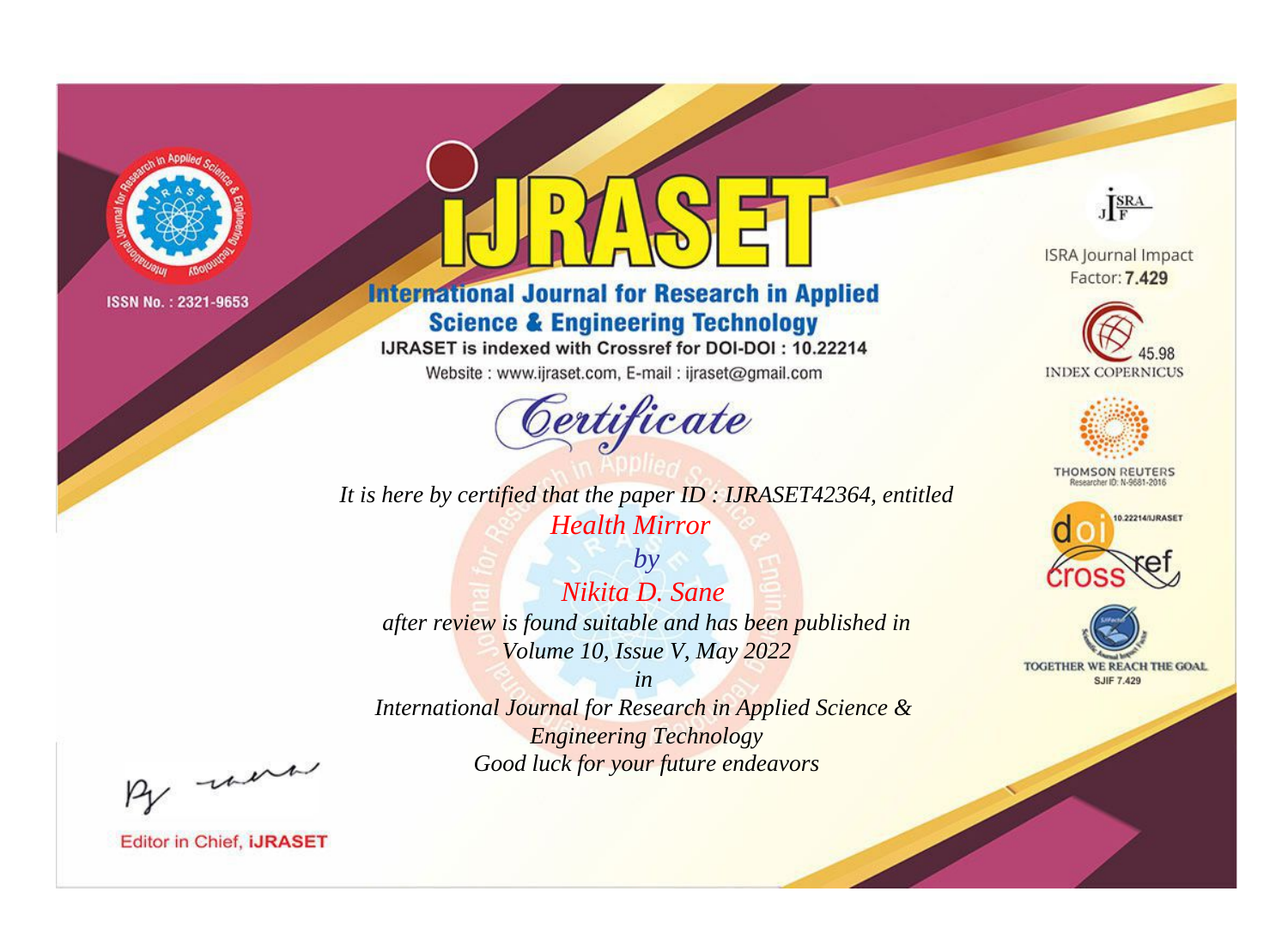ISSN No. : 2321-9653

# IJRASET

## International Journal for Research in Applied Science & Engineering Technology

IJRASET is indexed with Crossref for DOI-DOI : 10.22214

Website : www.ijraset.com, E-mail : ijraset@gmail.com

# *Certificate*

*It is here by certified that the paper ID : IJRASET42364, entitled*

*Health Mirror*

*by*

*Nikita D. Sane*

*after review is found suitable and has been published in*

*Volume 10, Issue V, May 2022*

*in*

*International Journal for Research in Applied Science & Engineering Technology*

*Good luck for your future endeavors*

ISRA Journal Impact Factor: **7.429**

45.98 INDEX COPERNICUS

THOMSON REUTERS Researcher ID: N-9681-2016

10.22214/IJRASET

TOGETHER WE REACH THE GOAL SJIF 7.429

Editor in Chief, **iJRASET**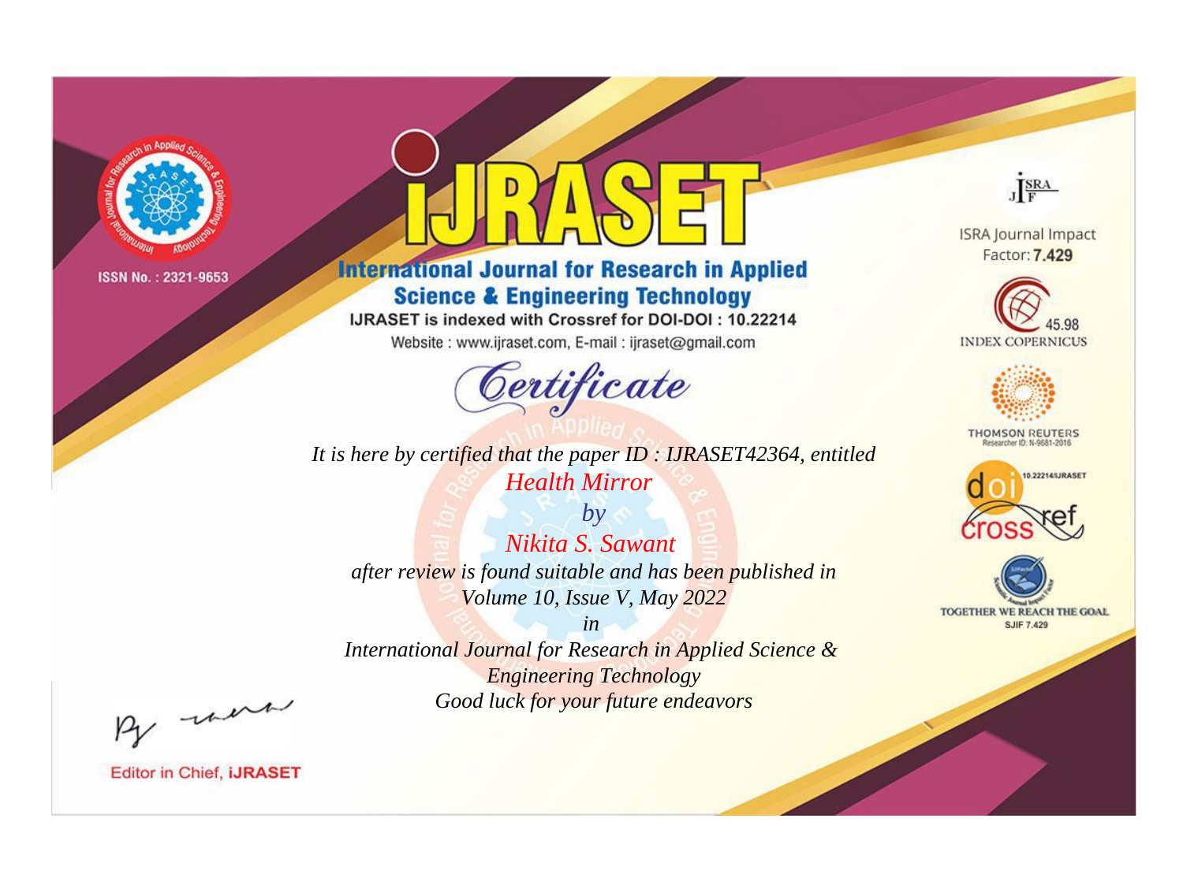ISSN No. : 2321-9653

# iJRASET

## International Journal for Research in Applied Science & Engineering Technology

IJRASET is indexed with Crossref for DOI-DOI : 10.22214

Website : www.ijraset.com, E-mail : ijraset@gmail.com

ISRA Journal Impact Factor: **7.429**

45.98 INDEX COPERNICUS

THOMSON REUTERS Researcher ID: N-9681-2016

10.22214/IJRASET

TOGETHER WE REACH THE GOAL SJIF 7.429

*Certificate*

*It is here by certified that the paper ID : IJRASET42364, entitled*

*Health Mirror*

*by*

*Nikita S. Sawant*

*after review is found suitable and has been published in*

*Volume 10, Issue V, May 2022*

*in*

*International Journal for Research in Applied Science & Engineering Technology*

*Good luck for your future endeavors*

Editor in Chief, **iJRASET**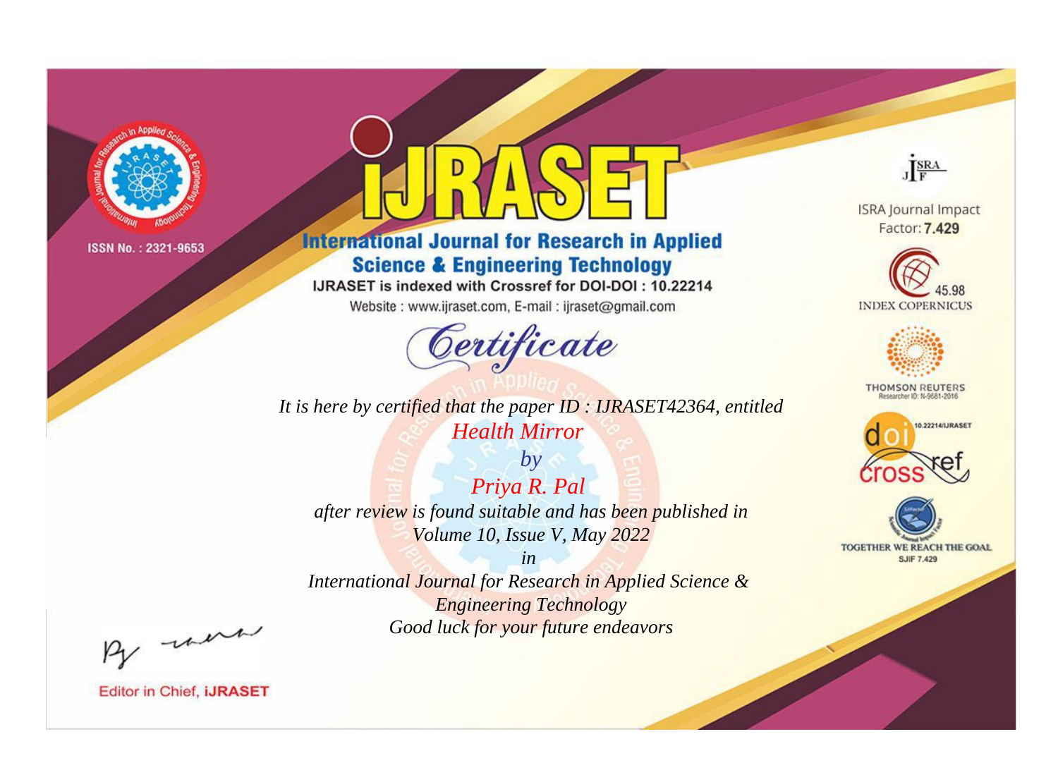ISSN No. : 2321-9653

# iJRASET

## International Journal for Research in Applied Science & Engineering Technology

IJRASET is indexed with Crossref for DOI-DOI : 10.22214

Website : www.ijraset.com, E-mail : ijraset@gmail.com

*Certificate*

*It is here by certified that the paper ID : IJRASET42364, entitled*

*Health Mirror*

*by*

*Priya R. Pal*

*after review is found suitable and has been published in*

*Volume 10, Issue V, May 2022*

*in*

*International Journal for Research in Applied Science & Engineering Technology*

*Good luck for your future endeavors*

ISRA Journal Impact Factor: **7.429**

45.98 INDEX COPERNICUS

THOMSON REUTERS Researcher ID: N-9681-2016

10.22214/IJRASET

TOGETHER WE REACH THE GOAL SJIF 7.429

Editor in Chief, **iJRASET**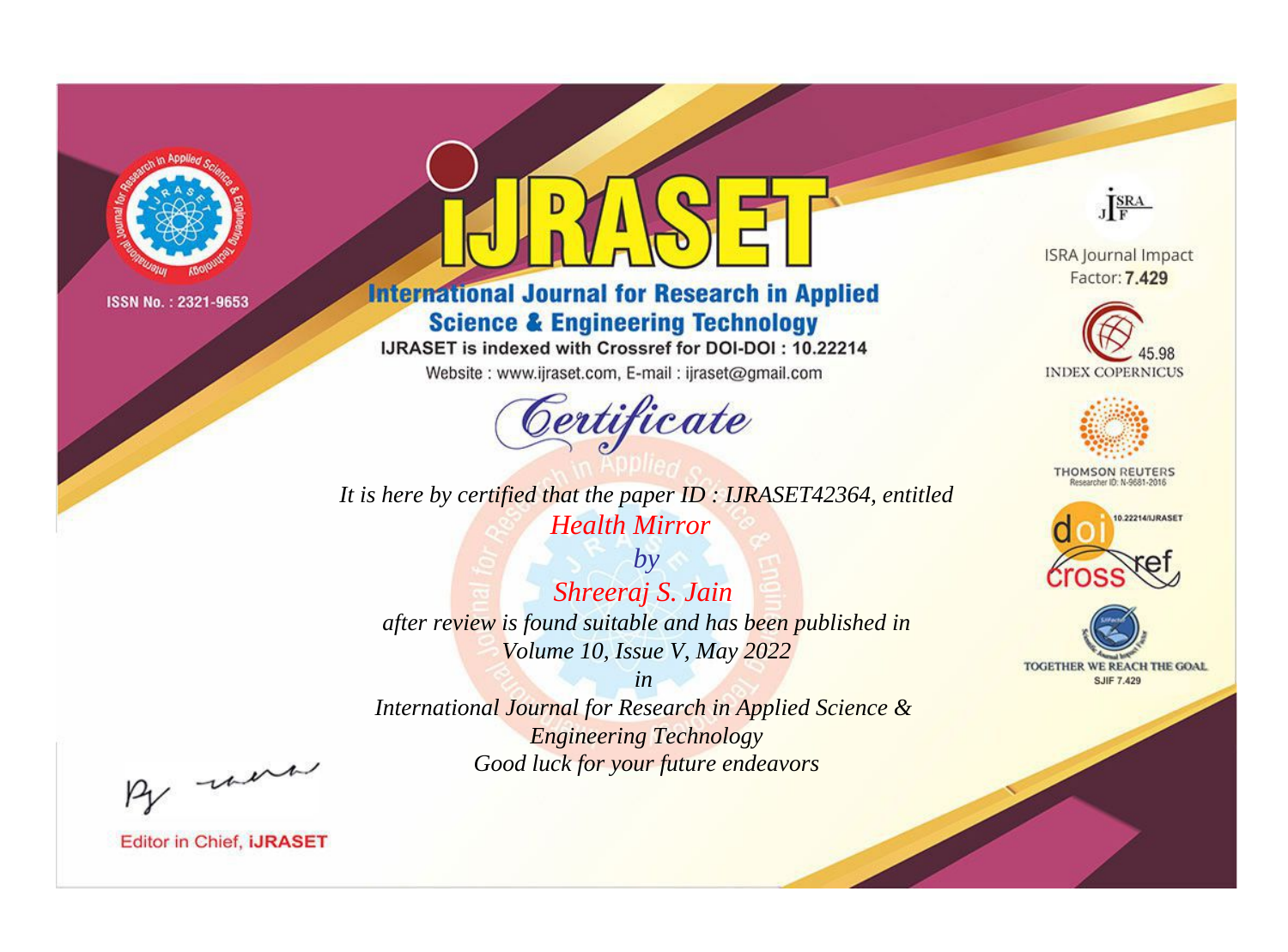ISSN No. : 2321-9653

# iJRASET

## International Journal for Research in Applied Science & Engineering Technology

IJRASET is indexed with Crossref for DOI-DOI : 10.22214

Website : www.ijraset.com, E-mail : ijraset@gmail.com

*Certificate*

*It is here by certified that the paper ID : IJRASET42364, entitled*

*Health Mirror*

*by*

*Shreeraj S. Jain*

*after review is found suitable and has been published in*

*Volume 10, Issue V, May 2022*

*in*

*International Journal for Research in Applied Science & Engineering Technology*

*Good luck for your future endeavors*

ISRA Journal Impact Factor: **7.429**

45.98 INDEX COPERNICUS

THOMSON REUTERS Researcher ID: N-9681-2016

10.22214/IJRASET

TOGETHER WE REACH THE GOAL SJIF 7.429

Editor in Chief, iJRASET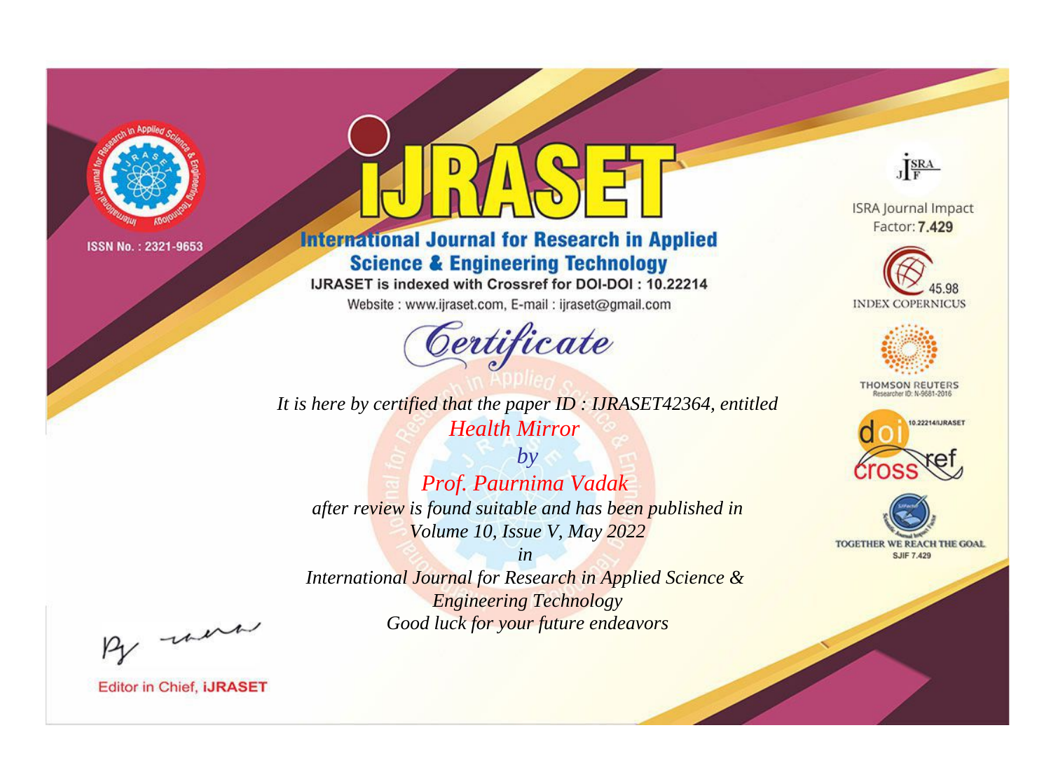ISSN No. : 2321-9653

# iJRASET

## International Journal for Research in Applied Science & Engineering Technology

IJRASET is indexed with Crossref for DOI-DOI : 10.22214

Website : www.ijraset.com, E-mail : ijraset@gmail.com

*Certificate*

*It is here by certified that the paper ID : IJRASET42364, entitled*

*Health Mirror*

*by*

*Prof. Paurnima Vadak*

*after review is found suitable and has been published in*

*Volume 10, Issue V, May 2022*

*in*

*International Journal for Research in Applied Science & Engineering Technology*

*Good luck for your future endeavors*

ISRA Journal Impact Factor: **7.429**

45.98 INDEX COPERNICUS

THOMSON REUTERS

Researcher ID: N-9681-2016

10.22214/IJRASET

TOGETHER WE REACH THE GOAL

SJIF 7.429

Editor in Chief, **iJRASET**